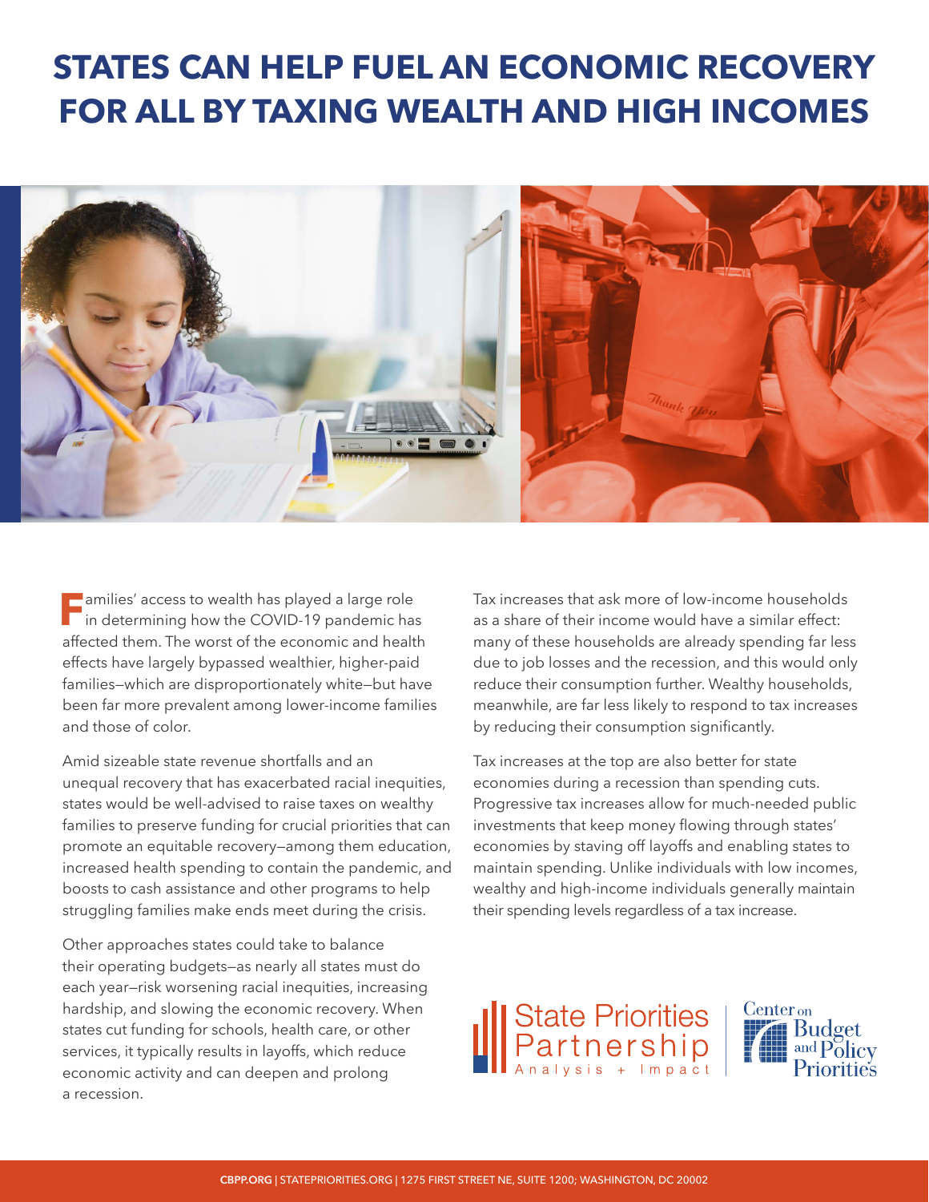# STATES CAN HELP FUEL AN ECONOMIC RECOVERY FOR ALL BY TAXING WEALTH AND HIGH INCOMES

Families' access to wealth has played a large role in determining how the COVID-19 pandemic has affected them. The worst of the economic and health effects have largely bypassed wealthier, higher-paid families—which are disproportionately white—but have been far more prevalent among lower-income families and those of color.

Amid sizeable state revenue shortfalls and an unequal recovery that has exacerbated racial inequities, states would be well-advised to raise taxes on wealthy families to preserve funding for crucial priorities that can promote an equitable recovery—among them education, increased health spending to contain the pandemic, and boosts to cash assistance and other programs to help struggling families make ends meet during the crisis.

Other approaches states could take to balance their operating budgets—as nearly all states must do each year—risk worsening racial inequities, increasing hardship, and slowing the economic recovery. When states cut funding for schools, health care, or other services, it typically results in layoffs, which reduce economic activity and can deepen and prolong a recession.

Tax increases that ask more of low-income households as a share of their income would have a similar effect: many of these households are already spending far less due to job losses and the recession, and this would only reduce their consumption further. Wealthy households, meanwhile, are far less likely to respond to tax increases by reducing their consumption significantly.

Tax increases at the top are also better for state economies during a recession than spending cuts. Progressive tax increases allow for much-needed public investments that keep money flowing through states' economies by staving off layoffs and enabling states to maintain spending. Unlike individuals with low incomes, wealthy and high-income individuals generally maintain their spending levels regardless of a tax increase.

State Priorities Partnership
Analysis + Impact

Center on Budget and Policy Priorities

**CBPP.ORG** | STATEPRIORITIES.ORG | 1275 FIRST STREET NE, SUITE 1200; WASHINGTON, DC 20002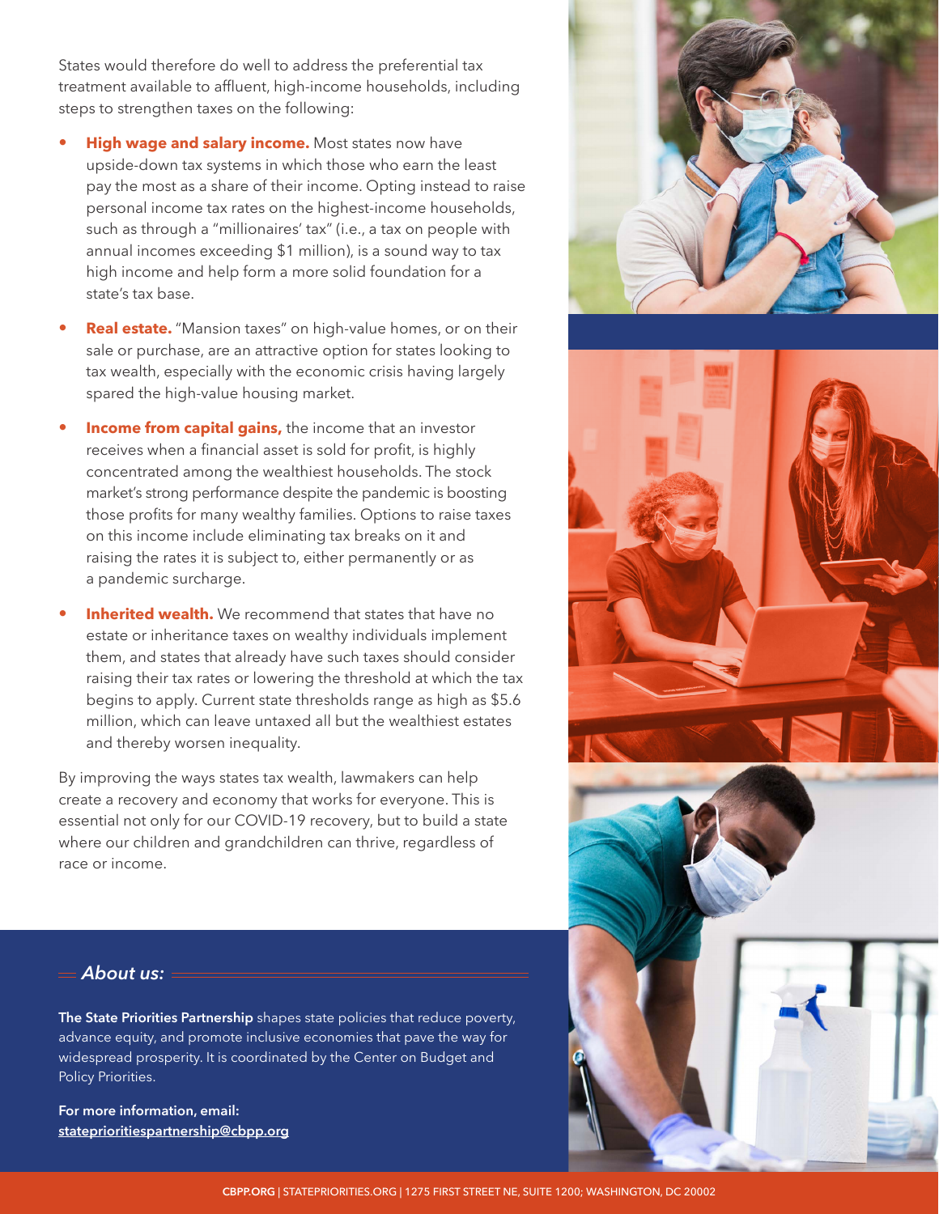States would therefore do well to address the preferential tax treatment available to affluent, high-income households, including steps to strengthen taxes on the following:

- **High wage and salary income.** Most states now have upside-down tax systems in which those who earn the least pay the most as a share of their income. Opting instead to raise personal income tax rates on the highest-income households, such as through a "millionaires' tax" (i.e., a tax on people with annual incomes exceeding $1 million), is a sound way to tax high income and help form a more solid foundation for a state's tax base.
- **Real estate.** "Mansion taxes" on high-value homes, or on their sale or purchase, are an attractive option for states looking to tax wealth, especially with the economic crisis having largely spared the high-value housing market.
- **Income from capital gains,** the income that an investor receives when a financial asset is sold for profit, is highly concentrated among the wealthiest households. The stock market's strong performance despite the pandemic is boosting those profits for many wealthy families. Options to raise taxes on this income include eliminating tax breaks on it and raising the rates it is subject to, either permanently or as a pandemic surcharge.
- **Inherited wealth.** We recommend that states that have no estate or inheritance taxes on wealthy individuals implement them, and states that already have such taxes should consider raising their tax rates or lowering the threshold at which the tax begins to apply. Current state thresholds range as high as $5.6 million, which can leave untaxed all but the wealthiest estates and thereby worsen inequality.

By improving the ways states tax wealth, lawmakers can help create a recovery and economy that works for everyone. This is essential not only for our COVID-19 recovery, but to build a state where our children and grandchildren can thrive, regardless of race or income.

## *About us:*

**The State Priorities Partnership** shapes state policies that reduce poverty, advance equity, and promote inclusive economies that pave the way for widespread prosperity. It is coordinated by the Center on Budget and Policy Priorities.

**For more information, email:**
**statepriortiespartnership@cbpp.org**

**CBPP.ORG** | STATEPRIORITIES.ORG | 1275 FIRST STREET NE, SUITE 1200; WASHINGTON, DC 20002